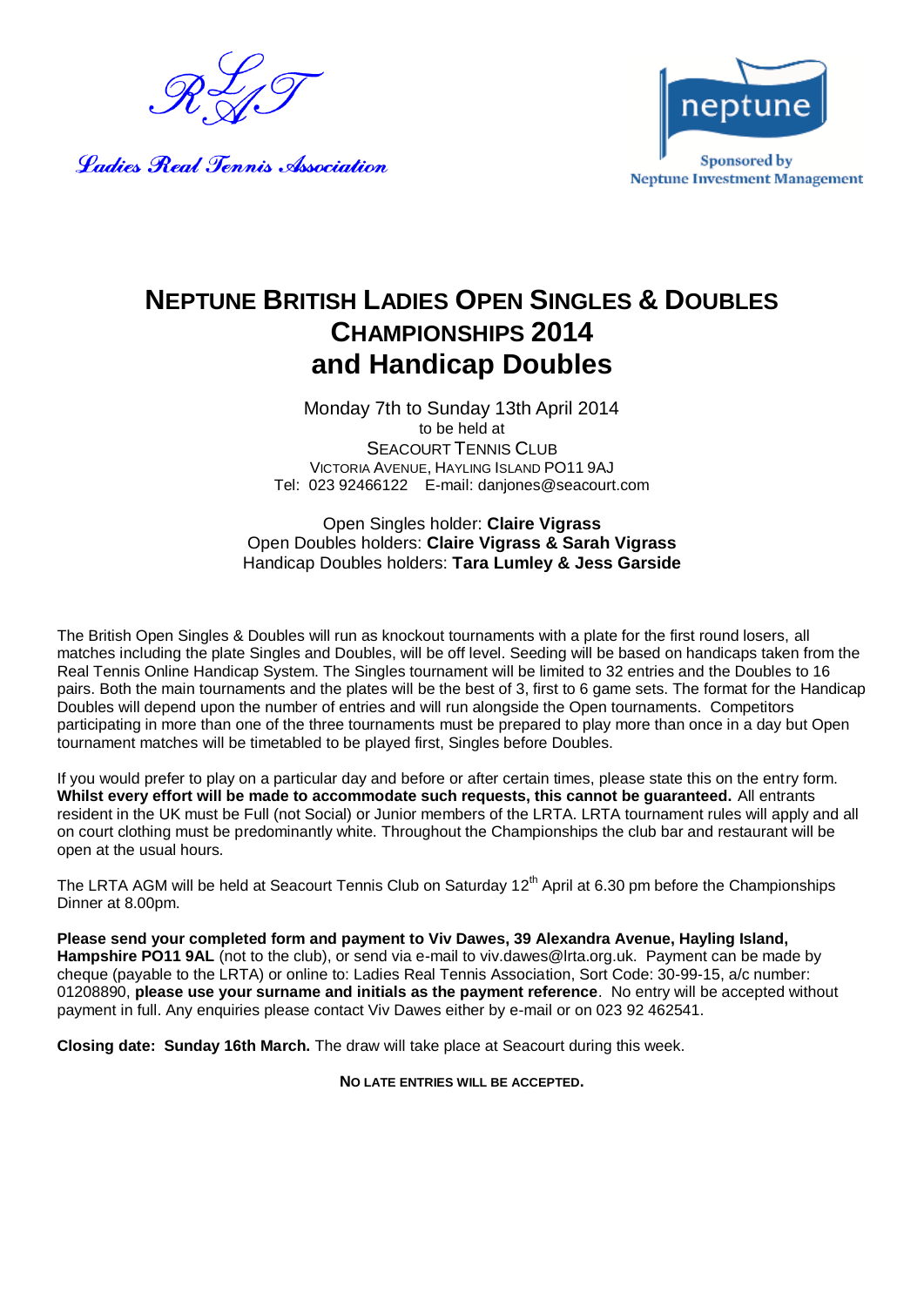RLAT

*Ladies Real Tennis Association*

neptune

Sponsored by
Neptune Investment Management

# NEPTUNE BRITISH LADIES OPEN SINGLES & DOUBLES CHAMPIONSHIPS 2014 and Handicap Doubles

Monday 7th to Sunday 13th April 2014
to be held at
SEACOURT TENNIS CLUB
VICTORIA AVENUE, HAYLING ISLAND PO11 9AJ
Tel: 023 92466122 E-mail: danjones@seacourt.com

Open Singles holder: **Claire Vigrass**
Open Doubles holders: **Claire Vigrass & Sarah Vigrass**
Handicap Doubles holders: **Tara Lumley & Jess Garside**

The British Open Singles & Doubles will run as knockout tournaments with a plate for the first round losers, all matches including the plate Singles and Doubles, will be off level. Seeding will be based on handicaps taken from the Real Tennis Online Handicap System. The Singles tournament will be limited to 32 entries and the Doubles to 16 pairs. Both the main tournaments and the plates will be the best of 3, first to 6 game sets. The format for the Handicap Doubles will depend upon the number of entries and will run alongside the Open tournaments. Competitors participating in more than one of the three tournaments must be prepared to play more than once in a day but Open tournament matches will be timetabled to be played first, Singles before Doubles.

If you would prefer to play on a particular day and before or after certain times, please state this on the entry form. **Whilst every effort will be made to accommodate such requests, this cannot be guaranteed.** All entrants resident in the UK must be Full (not Social) or Junior members of the LRTA. LRTA tournament rules will apply and all on court clothing must be predominantly white. Throughout the Championships the club bar and restaurant will be open at the usual hours.

The LRTA AGM will be held at Seacourt Tennis Club on Saturday 12th April at 6.30 pm before the Championships Dinner at 8.00pm.

**Please send your completed form and payment to Viv Dawes, 39 Alexandra Avenue, Hayling Island, Hampshire PO11 9AL** (not to the club), or send via e-mail to viv.dawes@lrta.org.uk. Payment can be made by cheque (payable to the LRTA) or online to: Ladies Real Tennis Association, Sort Code: 30-99-15, a/c number: 01208890, **please use your surname and initials as the payment reference**. No entry will be accepted without payment in full. Any enquiries please contact Viv Dawes either by e-mail or on 023 92 462541.

**Closing date: Sunday 16th March.** The draw will take place at Seacourt during this week.

**NO LATE ENTRIES WILL BE ACCEPTED.**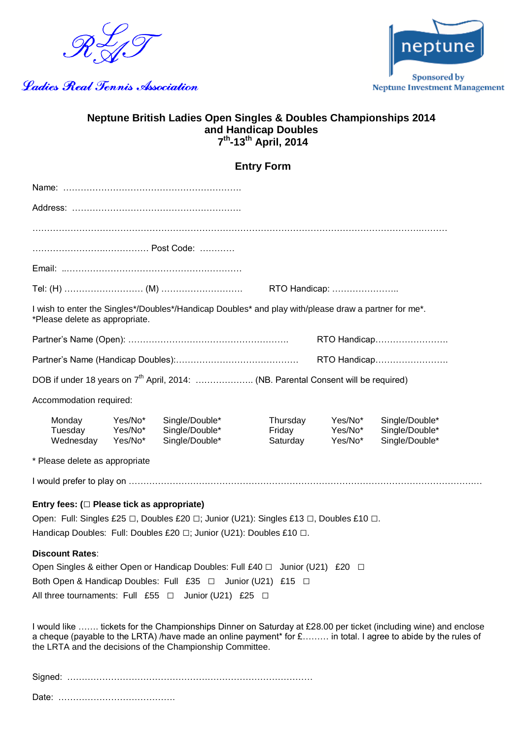RLAT

Ladies Real Tennis Association

neptune

Sponsored by
Neptune Investment Management

## Neptune British Ladies Open Singles & Doubles Championships 2014 and Handicap Doubles

### 7th-13th April, 2014

## Entry Form

Name: ……………………………………………………

Address: …………………………………………………

………………………………………………………………………………………………………………………

………………………………… Post Code: …………

Email: ..……………………………………………………

Tel: (H) ……………………… (M) ………………………  RTO Handicap: …………………..

I wish to enter the Singles*/Doubles*/Handicap Doubles* and play with/please draw a partner for me*.
*Please delete as appropriate.

Partner's Name (Open): ………………………………………………  RTO Handicap…………………….

Partner's Name (Handicap Doubles):……………………………………  RTO Handicap…………………….

DOB if under 18 years on 7th April, 2014: ……………….. (NB. Parental Consent will be required)

Accommodation required:

| | | | | | |
|---|---|---|---|---|---|
| Monday | Yes/No* | Single/Double* | Thursday | Yes/No* | Single/Double* |
| Tuesday | Yes/No* | Single/Double* | Friday | Yes/No* | Single/Double* |
| Wednesday | Yes/No* | Single/Double* | Saturday | Yes/No* | Single/Double* |

* Please delete as appropriate

I would prefer to play on ……………………………………………………………………………………………………

**Entry fees: (□ Please tick as appropriate)**

Open: Full: Singles £25 □, Doubles £20 □; Junior (U21): Singles £13 □, Doubles £10 □.

Handicap Doubles: Full: Doubles £20 □; Junior (U21): Doubles £10 □.

**Discount Rates**:

Open Singles & either Open or Handicap Doubles: Full £40 □ Junior (U21) £20 □

Both Open & Handicap Doubles: Full £35 □ Junior (U21) £15 □

All three tournaments: Full £55 □ Junior (U21) £25 □

I would like ……. tickets for the Championships Dinner on Saturday at £28.00 per ticket (including wine) and enclose a cheque (payable to the LRTA) /have made an online payment* for £……… in total. I agree to abide by the rules of the LRTA and the decisions of the Championship Committee.

Signed: …………………………………………………………………………

Date: …………………………………